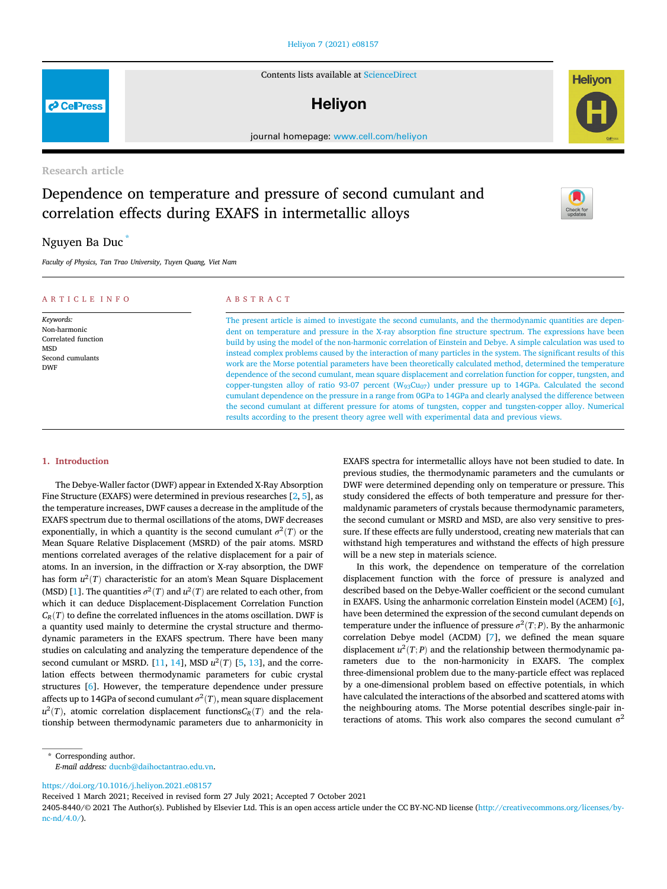Research article

# Dependence on temperature and pressure of second cumulant and correlation effects during EXAFS in intermetallic alloys

Nguyen Ba Duc *

*Faculty of Physics, Tan Trao University, Tuyen Quang, Viet Nam*

## ARTICLE INFO

*Keywords:*
Non-harmonic
Correlated function
MSD
Second cumulants
DWF

## ABSTRACT

The present article is aimed to investigate the second cumulants, and the thermodynamic quantities are dependent on temperature and pressure in the X-ray absorption fine structure spectrum. The expressions have been build by using the model of the non-harmonic correlation of Einstein and Debye. A simple calculation was used to instead complex problems caused by the interaction of many particles in the system. The significant results of this work are the Morse potential parameters have been theoretically calculated method, determined the temperature dependence of the second cumulant, mean square displacement and correlation function for copper, tungsten, and copper-tungsten alloy of ratio 93-07 percent ($W_{93}Cu_{07}$) under pressure up to 14GPa. Calculated the second cumulant dependence on the pressure in a range from 0GPa to 14GPa and clearly analysed the difference between the second cumulant at different pressure for atoms of tungsten, copper and tungsten-copper alloy. Numerical results according to the present theory agree well with experimental data and previous views.

## 1. Introduction

The Debye-Waller factor (DWF) appear in Extended X-Ray Absorption Fine Structure (EXAFS) were determined in previous researches [2, 5], as the temperature increases, DWF causes a decrease in the amplitude of the EXAFS spectrum due to thermal oscillations of the atoms, DWF decreases exponentially, in which a quantity is the second cumulant $\sigma^2(T)$ or the Mean Square Relative Displacement (MSRD) of the pair atoms. MSRD mentions correlated averages of the relative displacement for a pair of atoms. In an inversion, in the diffraction or X-ray absorption, the DWF has form $u^2(T)$ characteristic for an atom's Mean Square Displacement (MSD) [1]. The quantities $\sigma^2(T)$ and $u^2(T)$ are related to each other, from which it can deduce Displacement-Displacement Correlation Function $C_R(T)$ to define the correlated influences in the atoms oscillation. DWF is a quantity used mainly to determine the crystal structure and thermodynamic parameters in the EXAFS spectrum. There have been many studies on calculating and analyzing the temperature dependence of the second cumulant or MSRD. [11, 14], MSD $u^2(T)$ [5, 13], and the correlation effects between thermodynamic parameters for cubic crystal structures [6]. However, the temperature dependence under pressure affects up to 14GPa of second cumulant $\sigma^2(T)$, mean square displacement $u^2(T)$, atomic correlation displacement functions$C_R(T)$ and the relationship between thermodynamic parameters due to anharmonicity in EXAFS spectra for intermetallic alloys have not been studied to date. In previous studies, the thermodynamic parameters and the cumulants or DWF were determined depending only on temperature or pressure. This study considered the effects of both temperature and pressure for thermaldynamic parameters of crystals because thermodynamic parameters, the second cumulant or MSRD and MSD, are also very sensitive to pressure. If these effects are fully understood, creating new materials that can withstand high temperatures and withstand the effects of high pressure will be a new step in materials science.

In this work, the dependence on temperature of the correlation displacement function with the force of pressure is analyzed and described based on the Debye-Waller coefficient or the second cumulant in EXAFS. Using the anharmonic correlation Einstein model (ACEM) [6], have been determined the expression of the second cumulant depends on temperature under the influence of pressure $\sigma^2(T;P)$. By the anharmonic correlation Debye model (ACDM) [7], we defined the mean square displacement $u^2(T;P)$ and the relationship between thermodynamic parameters due to the non-harmonicity in EXAFS. The complex three-dimensional problem due to the many-particle effect was replaced by a one-dimensional problem based on effective potentials, in which have calculated the interactions of the absorbed and scattered atoms with the neighbouring atoms. The Morse potential describes single-pair interactions of atoms. This work also compares the second cumulant $\sigma^2$

* Corresponding author.
*E-mail address:* ducnb@daihoctantrao.edu.vn.

https://doi.org/10.1016/j.heliyon.2021.e08157
Received 1 March 2021; Received in revised form 27 July 2021; Accepted 7 October 2021
2405-8440/© 2021 The Author(s). Published by Elsevier Ltd. This is an open access article under the CC BY-NC-ND license (http://creativecommons.org/licenses/by-nc-nd/4.0/).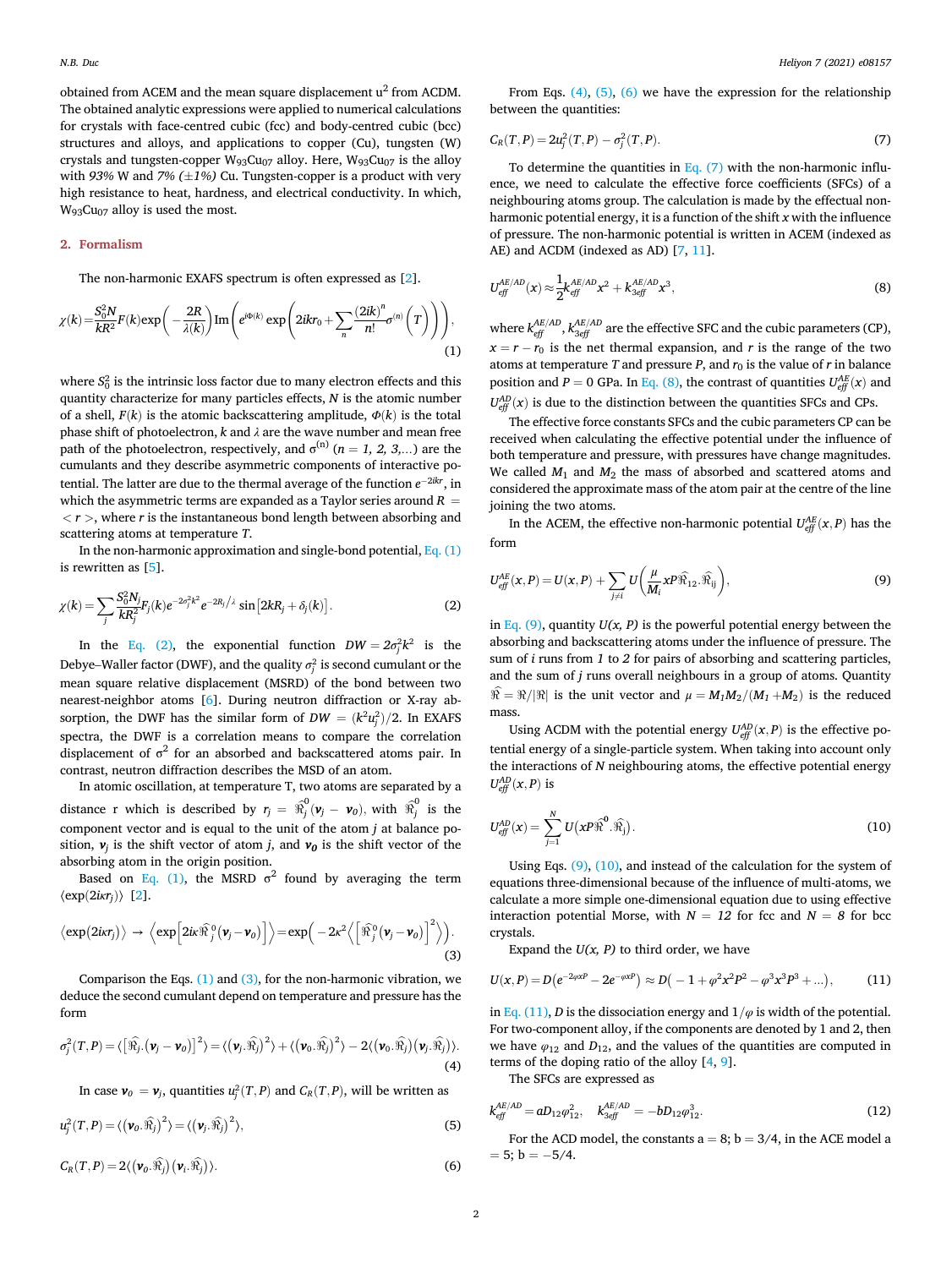obtained from ACEM and the mean square displacement $u^2$ from ACDM. The obtained analytic expressions were applied to numerical calculations for crystals with face-centred cubic (fcc) and body-centred cubic (bcc) structures and alloys, and applications to copper (Cu), tungsten (W) crystals and tungsten-copper $W_{93}Cu_{07}$ alloy. Here, $W_{93}Cu_{07}$ is the alloy with *93%* W and *7% (±1%)* Cu. Tungsten-copper is a product with very high resistance to heat, hardness, and electrical conductivity. In which, $W_{93}Cu_{07}$ alloy is used the most.

## 2. Formalism

The non-harmonic EXAFS spectrum is often expressed as [2].

$$\chi(k) = \frac{S_0^2 N}{kR^2} F(k) \exp\left(-\frac{2R}{\lambda(k)}\right) \mathrm{Im}\left(e^{i\Phi(k)} \exp\left(2ikr_0 + \sum_n \frac{(2ik)^n}{n!}\sigma^{(n)}(T)\right)\right), \tag{1}$$

where $S_0^2$ is the intrinsic loss factor due to many electron effects and this quantity characterize for many particles effects, $N$ is the atomic number of a shell, $F(k)$ is the atomic backscattering amplitude, $\Phi(k)$ is the total phase shift of photoelectron, $k$ and $\lambda$ are the wave number and free path of the photoelectron, respectively, and $\sigma^{(n)}$ ($n = 1, 2, 3,\ldots$) are the cumulants and they describe asymmetric components of interactive potential. The latter are due to the thermal average of the function $e^{-2ikr}$, in which the asymmetric terms are expanded as a Taylor series around $R = <r>$, where $r$ is the instantaneous bond length between absorbing and scattering atoms at temperature $T$.

In the non-harmonic approximation and single-bond potential, Eq. (1) is rewritten as [5].

$$\chi(k) = \sum_j \frac{S_0^2 N_j}{kR_j^2} F_j(k) e^{-2\sigma_j^2 k^2} e^{-2R_j/\lambda} \sin[2kR_j + \delta_j(k)]. \tag{2}$$

In the Eq. (2), the exponential function $DW = 2\sigma_j^2 k^2$ is the Debye–Waller factor (DWF), and the quality $\sigma_j^2$ is second cumulant or the mean square relative displacement (MSRD) of the bond between two nearest-neighbor atoms [6]. During neutron diffraction or X-ray absorption, the DWF has the similar form of $DW = \langle k^2 u_j^2\rangle/2$. In EXAFS spectra, the DWF is a correlation means to compare the correlation displacement of $\sigma^2$ for an absorbed and backscattered atoms pair. In contrast, neutron diffraction describes the MSD of an atom.

In atomic oscillation, at temperature T, two atoms are separated by a distance r which is described by $r_j = \widehat{\Re}_j^0(\boldsymbol{v}_j - \boldsymbol{v}_0)$, with $\widehat{\Re}_j^0$ is the component vector and is equal to the unit of the atom $j$ at balance position, $\boldsymbol{v}_j$ is the shift vector of atom $j$, and $\boldsymbol{v}_0$ is the shift vector of the absorbing atom in the origin position.

Based on Eq. (1), the MSRD $\sigma^2$ found by averaging the term $\langle \exp(2i\kappa r_j)\rangle$ [2].

$$\langle \exp(2i\kappa r_j)\rangle \rightarrow \left\langle \exp\left[2i\kappa \widehat{\Re}_j^0(\boldsymbol{v}_j - \boldsymbol{v}_0)\right]\right\rangle = \exp\left(-2\kappa^2 \left\langle \left[\widehat{\Re}_j^0(\boldsymbol{v}_j - \boldsymbol{v}_0)\right]^2\right\rangle\right). \tag{3}$$

Comparison the Eqs. (1) and (3), for the non-harmonic vibration, we deduce the second cumulant depend on temperature and pressure has the form

$$\sigma_j^2(T,P) = \langle[\widehat{\Re}_j.(\boldsymbol{v}_j - \boldsymbol{v}_0)]^2\rangle = \langle(\boldsymbol{v}_j.\widehat{\Re}_j)^2\rangle + \langle(\boldsymbol{v}_0.\widehat{\Re}_j)^2\rangle - 2\langle(\boldsymbol{v}_0.\widehat{\Re}_j)(\boldsymbol{v}_j.\widehat{\Re}_j)\rangle. \tag{4}$$

In case $\boldsymbol{v}_0 = \boldsymbol{v}_j$, quantities $u_j^2(T,P)$ and $C_R(T,P)$, will be written as

$$u_j^2(T,P) = \langle(\boldsymbol{v}_0.\widehat{\Re}_j)^2\rangle = \langle(\boldsymbol{v}_j.\widehat{\Re}_j)^2\rangle, \tag{5}$$

$$C_R(T,P) = 2\langle(\boldsymbol{v}_0.\widehat{\Re}_j)(\boldsymbol{v}_i.\widehat{\Re}_j)\rangle. \tag{6}$$

From Eqs. (4), (5), (6) we have the expression for the relationship between the quantities:

$$C_R(T,P) = 2u_j^2(T,P) - \sigma_j^2(T,P). \tag{7}$$

To determine the quantities in Eq. (7) with the non-harmonic influence, we need to calculate the effective force coefficients (SFCs) of a neighbouring atoms group. The calculation is made by the effectual non-harmonic potential energy, it is a function of the shift $x$ with the influence of pressure. The non-harmonic potential is written in ACEM (indexed as AE) and ACDM (indexed as AD) [7, 11].

$$U_{eff}^{AE/AD}(x) \approx \frac{1}{2}k_{eff}^{AE/AD}x^2 + k_{3eff}^{AE/AD}x^3, \tag{8}$$

where $k_{eff}^{AE/AD}$, $k_{3eff}^{AE/AD}$ are the effective SFC and the cubic parameters (CP), $x = r - r_0$ is the net thermal expansion, and $r$ is the range of the two atoms at temperature $T$ and pressure $P$, and $r_0$ is the value of $r$ in balance position and $P = 0$ GPa. In Eq. (8), the contrast of quantities $U_{eff}^{AE}(x)$ and $U_{eff}^{AD}(x)$ is due to the distinction between the quantities SFCs and CPs.

The effective force constants SFCs and the cubic parameters CP can be received when calculating the effective potential under the influence of both temperature and pressure, with pressures have change magnitudes. We called $M_1$ and $M_2$ the mass of absorbed and scattered atoms and considered the approximate mass of the atom pair at the centre of the line joining the two atoms.

In the ACEM, the effective non-harmonic potential $U_{eff}^{AE}(x,P)$ has the form

$$U_{eff}^{AE}(x,P) = U(x,P) + \sum_{j\neq i} U\left(\frac{\mu}{M_i}xP\widehat{\Re}_{12}.\widehat{\Re}_{ij}\right), \tag{9}$$

in Eq. (9), quantity *U(x, P)* is the powerful potential energy between the absorbing and backscattering atoms under the influence of pressure. The sum of $i$ runs from *1* to *2* for pairs of absorbing and scattering particles, and the sum of $j$ runs overall neighbours in a group of atoms. Quantity $\widehat{\Re} = \Re/|\Re|$ is the unit vector and $\mu = M_1M_2/(M_1 + M_2)$ is the reduced mass.

Using ACDM with the potential energy $U_{eff}^{AD}(x,P)$ is the effective potential energy of a single-particle system. When taking into account only the interactions of $N$ neighbouring atoms, the effective potential energy $U_{eff}^{AD}(x,P)$ is

$$U_{eff}^{AD}(x) = \sum_{j=1}^{N} U(xP\widehat{\Re}^0.\widehat{\Re}_j). \tag{10}$$

Using Eqs. (9), (10), and instead of the calculation for the system of equations three-dimensional because of the influence of multi-atoms, we calculate a more simple one-dimensional equation due to using effective interaction potential Morse, with $N = 12$ for fcc and $N = 8$ for bcc crystals.

Expand the $U(x, P)$ to third order, we have

$$U(x,P) = D\left(e^{-2\varphi xP} - 2e^{-\varphi xP}\right) \approx D\left(-1 + \varphi^2x^2P^2 - \varphi^3x^3P^3 + \ldots\right), \tag{11}$$

in Eq. (11), $D$ is the dissociation energy and $1/\varphi$ is width of the potential. For two-component alloy, if the components are denoted by 1 and 2, then we have $\varphi_{12}$ and $D_{12}$, and the values of the quantities are computed in terms of the doping ratio of the alloy [4, 9].

The SFCs are expressed as

$$k_{eff}^{AE/AD} = aD_{12}\varphi_{12}^2, \quad k_{3eff}^{AE/AD} = -bD_{12}\varphi_{12}^3. \tag{12}$$

For the ACD model, the constants a = 8; b = 3/4, in the ACE model a = 5; b = −5/4.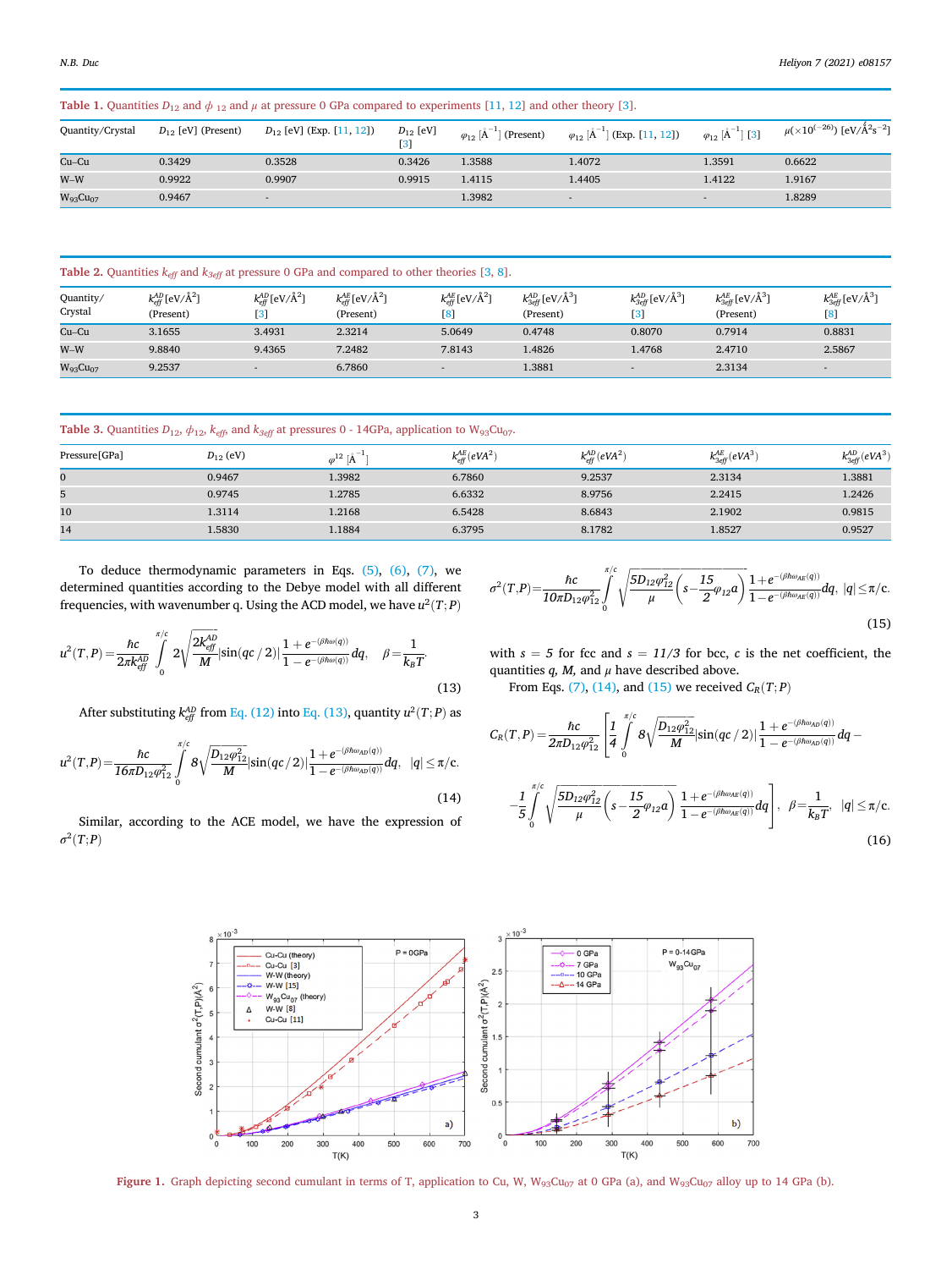**Table 1.** Quantities $D_{12}$ and $\phi_{12}$ and $\mu$ at pressure 0 GPa compared to experiments [11, 12] and other theory [3].

| Quantity/Crystal | $D_{12}$ [eV] (Present) | $D_{12}$ [eV] (Exp. [11, 12]) | $D_{12}$ [eV] [3] | $\varphi_{12}$ [Å$^{-1}$] (Present) | $\varphi_{12}$ [Å$^{-1}$] (Exp. [11, 12]) | $\varphi_{12}$ [Å$^{-1}$] [3] | $\mu(\times 10^{(-26)})$ [eV/Å$^2$s$^{-2}$] |
|---|---|---|---|---|---|---|---|
| Cu–Cu | 0.3429 | 0.3528 | 0.3426 | 1.3588 | 1.4072 | 1.3591 | 0.6622 |
| W–W | 0.9922 | 0.9907 | 0.9915 | 1.4115 | 1.4405 | 1.4122 | 1.9167 |
| $W_{93}Cu_{07}$ | 0.9467 | - | | 1.3982 | - | - | 1.8289 |

**Table 2.** Quantities $k_{eff}$ and $k_{3eff}$ at pressure 0 GPa and compared to other theories [3, 8].

| Quantity/ Crystal | $k_{eff}^{AD}$ [eV/Å$^2$] (Present) | $k_{eff}^{AD}$ [eV/Å$^2$] [3] | $k_{eff}^{AE}$ [eV/Å$^2$] (Present) | $k_{eff}^{AE}$ [eV/Å$^2$] [8] | $k_{3eff}^{AD}$ [eV/Å$^3$] (Present) | $k_{3eff}^{AD}$ [eV/Å$^3$] [3] | $k_{3eff}^{AE}$ [eV/Å$^3$] (Present) | $k_{3eff}^{AE}$ [eV/Å$^3$] [8] |
|---|---|---|---|---|---|---|---|---|
| Cu–Cu | 3.1655 | 3.4931 | 2.3214 | 5.0649 | 0.4748 | 0.8070 | 0.7914 | 0.8831 |
| W–W | 9.8840 | 9.4365 | 7.2482 | 7.8143 | 1.4826 | 1.4768 | 2.4710 | 2.5867 |
| $W_{93}Cu_{07}$ | 9.2537 | - | 6.7860 | - | 1.3881 | - | 2.3134 | - |

**Table 3.** Quantities $D_{12}$, $\phi_{12}$, $k_{eff}$, and $k_{3eff}$ at pressures 0 - 14GPa, application to $W_{93}Cu_{07}$.

| Pressure[GPa] | $D_{12}$ (eV) | $\varphi^{12}$ [Å$^{-1}$] | $k_{eff}^{AE}(eVA^2)$ | $k_{eff}^{AD}(eVA^2)$ | $k_{3eff}^{AE}(eVA^3)$ | $k_{3eff}^{AD}(eVA^3)$ |
|---|---|---|---|---|---|---|
| 0 | 0.9467 | 1.3982 | 6.7860 | 9.2537 | 2.3134 | 1.3881 |
| 5 | 0.9745 | 1.2785 | 6.6332 | 8.9756 | 2.2415 | 1.2426 |
| 10 | 1.3114 | 1.2168 | 6.5428 | 8.6843 | 2.1902 | 0.9815 |
| 14 | 1.5830 | 1.1884 | 6.3795 | 8.1782 | 1.8527 | 0.9527 |

To deduce thermodynamic parameters in Eqs. (5), (6), (7), we determined quantities according to the Debye model with all different frequencies, with wavenumber q. Using the ACD model, we have $u^2(T;P)$

$$u^2(T,P) = \frac{\hbar c}{2\pi k_{eff}^{AD}} \int_0^{\pi/c} 2\sqrt{\frac{2k_{eff}^{AD}}{M}} |\sin(qc/2)| \frac{1+e^{-(\beta\hbar\omega(q))}}{1-e^{-(\beta\hbar\omega(q))}} dq, \quad \beta = \frac{1}{k_B T}. \tag{13}$$

After substituting $k_{eff}^{AD}$ from Eq. (12) into Eq. (13), quantity $u^2(T;P)$ as

$$u^2(T,P) = \frac{\hbar c}{16\pi D_{12}\varphi_{12}^2} \int_0^{\pi/c} 8\sqrt{\frac{D_{12}\varphi_{12}^2}{M}} |\sin(qc/2)| \frac{1+e^{-(\beta\hbar\omega_{AD}(q))}}{1-e^{-(\beta\hbar\omega_{AD}(q))}} dq, \quad |q| \le \pi/c. \tag{14}$$

Similar, according to the ACE model, we have the expression of $\sigma^2(T;P)$

$$\sigma^2(T,P) = \frac{\hbar c}{10\pi D_{12}\varphi_{12}^2} \int_0^{\pi/c} \sqrt{\frac{5D_{12}\varphi_{12}^2}{\mu}\left(s - \frac{15}{2}\varphi_{12}a\right)} \frac{1+e^{-(\beta\hbar\omega_{AE}(q))}}{1-e^{-(\beta\hbar\omega_{AE}(q))}} dq, \quad |q| \le \pi/c. \tag{15}$$

with $s = 5$ for fcc and $s = 11/3$ for bcc, $c$ is the net coefficient, the quantities $q$, $M$, and $\mu$ have described above.

From Eqs. (7), (14), and (15) we received $C_R(T;P)$

$$C_R(T,P) = \frac{\hbar c}{2\pi D_{12}\varphi_{12}^2}\left[\frac{1}{4}\int_0^{\pi/c} 8\sqrt{\frac{D_{12}\varphi_{12}^2}{M}} |\sin(qc/2)| \frac{1+e^{-(\beta\hbar\omega_{AD}(q))}}{1-e^{-(\beta\hbar\omega_{AD}(q))}} dq - \frac{1}{5}\int_0^{\pi/c} \sqrt{\frac{5D_{12}\varphi_{12}^2}{\mu}\left(s - \frac{15}{2}\varphi_{12}a\right)} \frac{1+e^{-(\beta\hbar\omega_{AE}(q))}}{1-e^{-(\beta\hbar\omega_{AE}(q))}} dq\right], \quad \beta = \frac{1}{k_B T}, \quad |q| \le \pi/c. \tag{16}$$

**Figure 1.** Graph depicting second cumulant in terms of T, application to Cu, W, $W_{93}Cu_{07}$ at 0 GPa (a), and $W_{93}Cu_{07}$ alloy up to 14 GPa (b).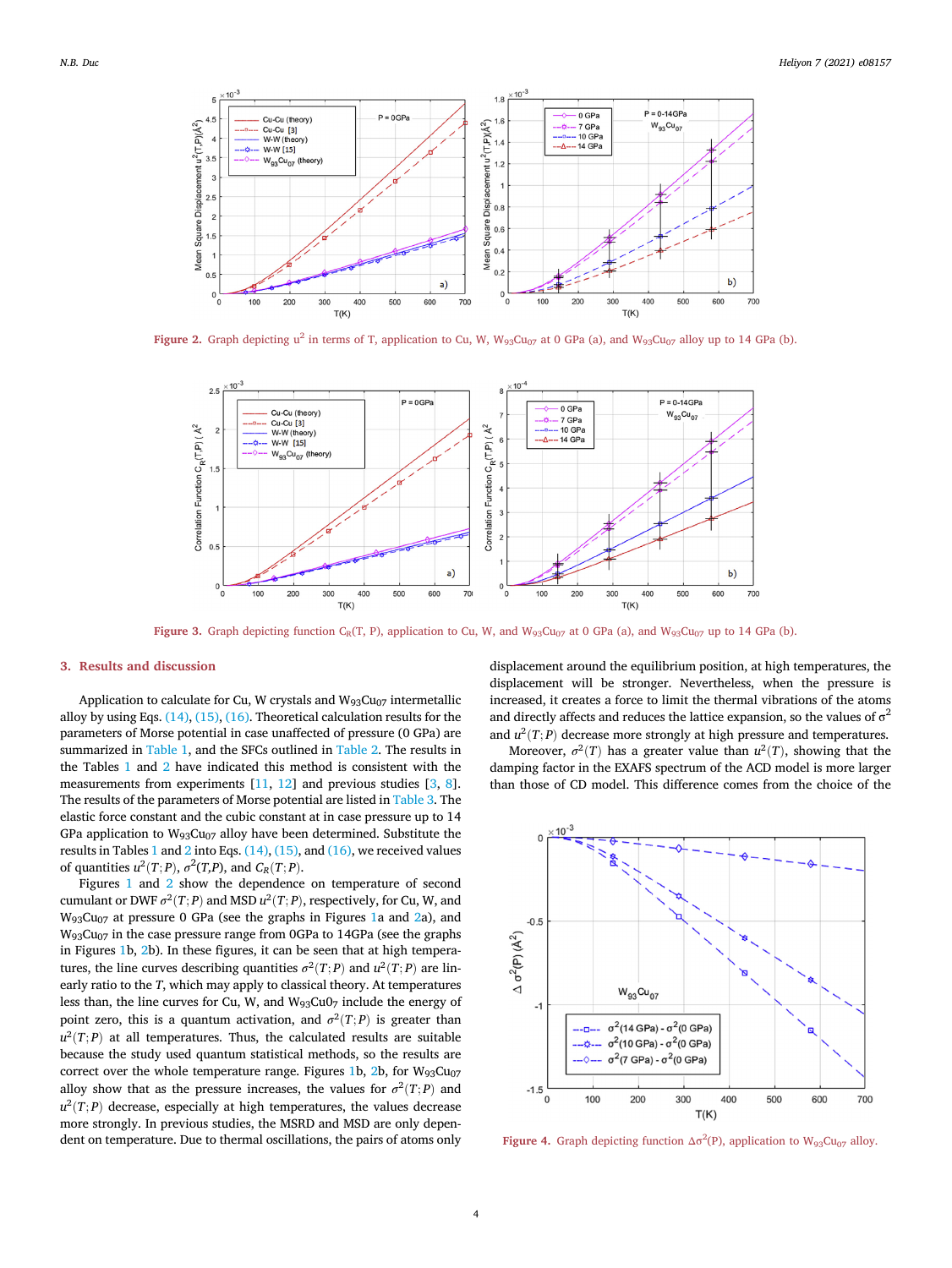Figure 2. Graph depicting $u^2$ in terms of T, application to Cu, W, $W_{93}Cu_{07}$ at 0 GPa (a), and $W_{93}Cu_{07}$ alloy up to 14 GPa (b).

Figure 3. Graph depicting function $C_R(T, P)$, application to Cu, W, and $W_{93}Cu_{07}$ at 0 GPa (a), and $W_{93}Cu_{07}$ up to 14 GPa (b).

## 3. Results and discussion

Application to calculate for Cu, W crystals and $W_{93}Cu_{07}$ intermetallic alloy by using Eqs. (14), (15), (16). Theoretical calculation results for the parameters of Morse potential in case unaffected of pressure (0 GPa) are summarized in Table 1, and the SFCs outlined in Table 2. The results in the Tables 1 and 2 have indicated this method is consistent with the measurements from experiments [11, 12] and previous studies [3, 8]. The results of the parameters of Morse potential are listed in Table 3. The elastic force constant and the cubic constant at in case pressure up to 14 GPa application to $W_{93}Cu_{07}$ alloy have been determined. Substitute the results in Tables 1 and 2 into Eqs. (14), (15), and (16), we received values of quantities $u^2(T;P)$, $\sigma^2(T,P)$, and $C_R(T;P)$.

Figures 1 and 2 show the dependence on temperature of second cumulant or DWF $\sigma^2(T;P)$ and MSD $u^2(T;P)$, respectively, for Cu, W, and $W_{93}Cu_{07}$ at pressure 0 GPa (see the graphs in Figures 1a and 2a), and $W_{93}Cu_{07}$ in the case pressure range from 0GPa to 14GPa (see the graphs in Figures 1b, 2b). In these figures, it can be seen that at high temperatures, the line curves describing quantities $\sigma^2(T;P)$ and $u^2(T;P)$ are linearly ratio to the $T$, which may apply to classical theory. At temperatures less than, the line curves for Cu, W, and $W_{93}Cu_{07}$ include the energy of point zero, this is a quantum activation, and $\sigma^2(T;P)$ is greater than $u^2(T;P)$ at all temperatures. Thus, the calculated results are suitable because the study used quantum statistical methods, so the results are correct over the whole temperature range. Figures 1b, 2b, for $W_{93}Cu_{07}$ alloy show that as the pressure increases, the values for $\sigma^2(T;P)$ and $u^2(T;P)$ decrease, especially at high temperatures, the values decrease more strongly. In previous studies, the MSRD and MSD are only dependent on temperature. Due to thermal oscillations, the pairs of atoms only displacement around the equilibrium position, at high temperatures, the displacement will be stronger. Nevertheless, when the pressure is increased, it creates a force to limit the thermal vibrations of the atoms and directly affects and reduces the lattice expansion, so the values of $\sigma^2$ and $u^2(T;P)$ decrease more strongly at high pressure and temperatures.

Moreover, $\sigma^2(T)$ has a greater value than $u^2(T)$, showing that the damping factor in the EXAFS spectrum of the ACD model is more larger than those of CD model. This difference comes from the choice of the

Figure 4. Graph depicting function $\Delta\sigma^2(P)$, application to $W_{93}Cu_{07}$ alloy.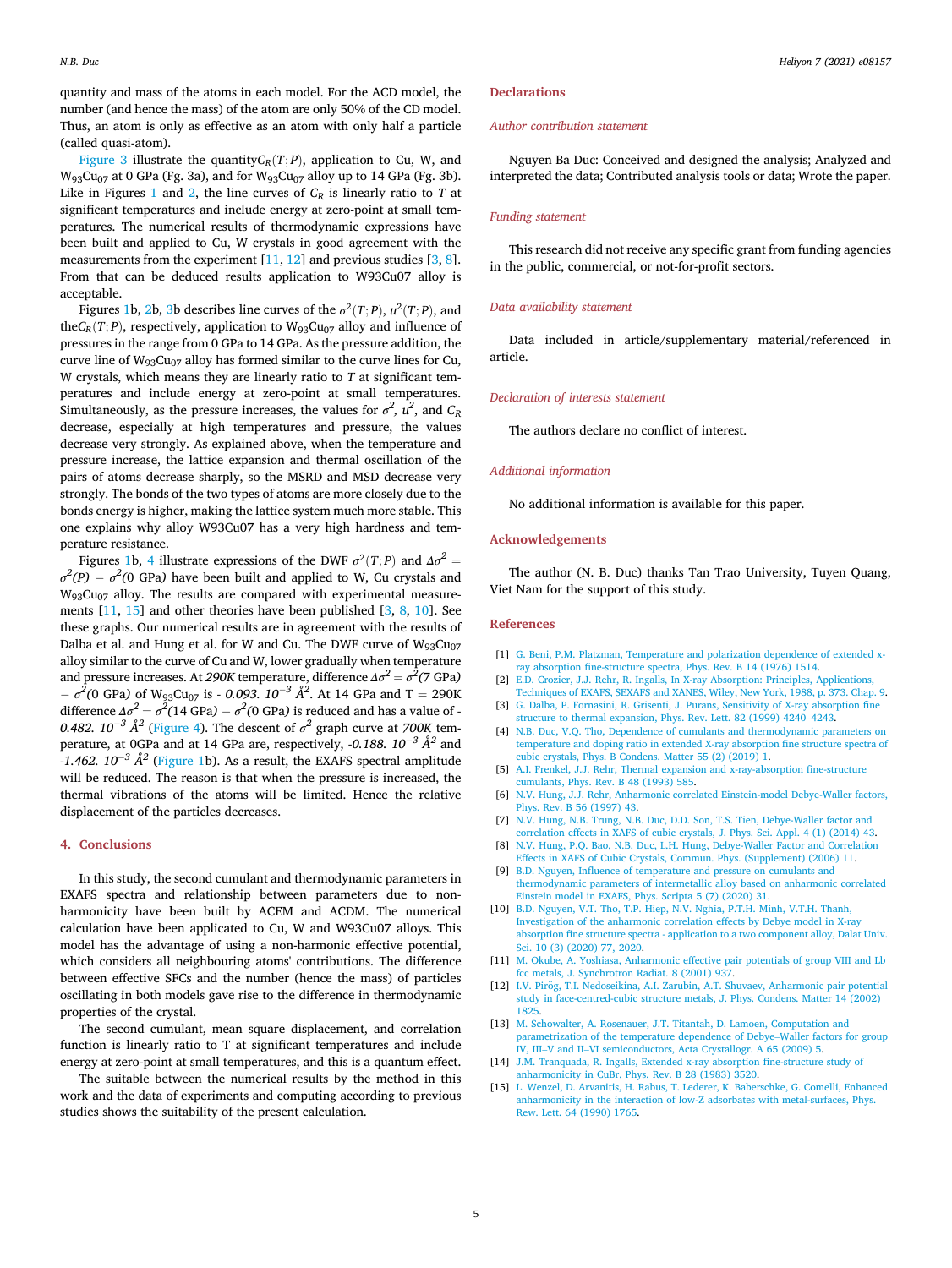quantity and mass of the atoms in each model. For the ACD model, the number (and hence the mass) of the atom are only 50% of the CD model. Thus, an atom is only as effective as an atom with only half a particle (called quasi-atom).

Figure 3 illustrate the quantity $C_R(T;P)$, application to Cu, W, and $W_{93}Cu_{07}$ at 0 GPa (Fg. 3a), and for $W_{93}Cu_{07}$ alloy up to 14 GPa (Fg. 3b). Like in Figures 1 and 2, the line curves of $C_R$ is linearly ratio to $T$ at significant temperatures and include energy at zero-point at small temperatures. The numerical results of thermodynamic expressions have been built and applied to Cu, W crystals in good agreement with the measurements from the experiment [11, 12] and previous studies [3, 8]. From that can be deduced results application to W93Cu07 alloy is acceptable.

Figures 1b, 2b, 3b describes line curves of the $\sigma^2(T;P)$, $u^2(T;P)$, and the $C_R(T;P)$, respectively, application to $W_{93}Cu_{07}$ alloy and influence of pressures in the range from 0 GPa to 14 GPa. As the pressure addition, the curve line of $W_{93}Cu_{07}$ alloy has formed similar to the curve lines for Cu, W crystals, which means they are linearly ratio to $T$ at significant temperatures and include energy at zero-point at small temperatures. Simultaneously, as the pressure increases, the values for $\sigma^2$, $u^2$, and $C_R$ decrease, especially at high temperatures and pressure, the values decrease very strongly. As explained above, when the temperature and pressure increase, the lattice expansion and thermal oscillation of the pairs of atoms decrease sharply, so the MSRD and MSD decrease very strongly. The bonds of the two types of atoms are more closely due to the bonds energy is higher, making the lattice system much more stable. This one explains why alloy W93Cu07 has a very high hardness and temperature resistance.

Figures 1b, 4 illustrate expressions of the DWF $\sigma^2(T;P)$ and $\Delta\sigma^2 = \sigma^2(P) - \sigma^2(0\text{ GPa})$ have been built and applied to W, Cu crystals and $W_{93}Cu_{07}$ alloy. The results are compared with experimental measurements [11, 15] and other theories have been published [3, 8, 10]. See these graphs. Our numerical results are in agreement with the results of Dalba et al. and Hung et al. for W and Cu. The DWF curve of $W_{93}Cu_{07}$ alloy similar to the curve of Cu and W, lower gradually when temperature and pressure increases. At *290K* temperature, difference $\Delta\sigma^2 = \sigma^2(7\text{ GPa}) - \sigma^2(0\text{ GPa})$ of $W_{93}Cu_{07}$ is - $0.093.\ 10^{-3}\ \text{Å}^2$. At 14 GPa and T = 290K difference $\Delta\sigma^2 = \sigma^2(14\text{ GPa}) - \sigma^2(0\text{ GPa})$ is reduced and has a value of - $0.482.\ 10^{-3}\ \text{Å}^2$ (Figure 4). The descent of $\sigma^2$ graph curve at *700K* temperature, at 0GPa and at 14 GPa are, respectively, $-0.188.\ 10^{-3}\ \text{Å}^2$ and $-1.462.\ 10^{-3}\ \text{Å}^2$ (Figure 1b). As a result, the EXAFS spectral amplitude will be reduced. The reason is that when the pressure is increased, the thermal vibrations of the atoms will be limited. Hence the relative displacement of the particles decreases.

## 4. Conclusions

In this study, the second cumulant and thermodynamic parameters in EXAFS spectra and relationship between parameters due to nonharmonicity have been built by ACEM and ACDM. The numerical calculation have been applicated to Cu, W and W93Cu07 alloys. This model has the advantage of using a non-harmonic effective potential, which considers all neighbouring atoms' contributions. The difference between effective SFCs and the number (hence the mass) of particles oscillating in both models gave rise to the difference in thermodynamic properties of the crystal.

The second cumulant, mean square displacement, and correlation function is linearly ratio to T at significant temperatures and include energy at zero-point at small temperatures, and this is a quantum effect.

The suitable between the numerical results by the method in this work and the data of experiments and computing according to previous studies shows the suitability of the present calculation.

## Declarations

### *Author contribution statement*

Nguyen Ba Duc: Conceived and designed the analysis; Analyzed and interpreted the data; Contributed analysis tools or data; Wrote the paper.

### *Funding statement*

This research did not receive any specific grant from funding agencies in the public, commercial, or not-for-profit sectors.

### *Data availability statement*

Data included in article/supplementary material/referenced in article.

### *Declaration of interests statement*

The authors declare no conflict of interest.

### *Additional information*

No additional information is available for this paper.

## Acknowledgements

The author (N. B. Duc) thanks Tan Trao University, Tuyen Quang, Viet Nam for the support of this study.

## References

[1] G. Beni, P.M. Platzman, Temperature and polarization dependence of extended x-ray absorption fine-structure spectra, Phys. Rev. B 14 (1976) 1514.

[2] E.D. Crozier, J.J. Rehr, R. Ingalls, In X-ray Absorption: Principles, Applications, Techniques of EXAFS, SEXAFS and XANES, Wiley, New York, 1988, p. 373. Chap. 9.

[3] G. Dalba, P. Fornasini, R. Grisenti, J. Purans, Sensitivity of X-ray absorption fine structure to thermal expansion, Phys. Rev. Lett. 82 (1999) 4240–4243.

[4] N.B. Duc, V.Q. Tho, Dependence of cumulants and thermodynamic parameters on temperature and doping ratio in extended X-ray absorption fine structure spectra of cubic crystals, Phys. B Condens. Matter 55 (2) (2019) 1.

[5] A.I. Frenkel, J.J. Rehr, Thermal expansion and x-ray-absorption fine-structure cumulants, Phys. Rev. B 48 (1993) 585.

[6] N.V. Hung, J.J. Rehr, Anharmonic correlated Einstein-model Debye-Waller factors, Phys. Rev. B 56 (1997) 43.

[7] N.V. Hung, N.B. Trung, N.B. Duc, D.D. Son, T.S. Tien, Debye-Waller factor and correlation effects in XAFS of cubic crystals, J. Phys. Sci. Appl. 4 (1) (2014) 43.

[8] N.V. Hung, P.Q. Bao, N.B. Duc, L.H. Hung, Debye-Waller Factor and Correlation Effects in XAFS of Cubic Crystals, Commun. Phys. (Supplement) (2006) 11.

[9] B.D. Nguyen, Influence of temperature and pressure on cumulants and thermodynamic parameters of intermetallic alloy based on anharmonic correlated Einstein model in EXAFS, Phys. Scripta 5 (7) (2020) 31.

[10] B.D. Nguyen, V.T. Tho, T.P. Hiep, N.V. Nghia, P.T.H. Minh, V.T.H. Thanh, Investigation of the anharmonic correlation effects by Debye model in X-ray absorption fine structure spectra - application to a two component alloy, Dalat Univ. Sci. 10 (3) (2020) 77, 2020.

[11] M. Okube, A. Yoshiasa, Anharmonic effective pair potentials of group VIII and Lb fcc metals, J. Synchrotron Radiat. 8 (2001) 937.

[12] I.V. Pirög, T.I. Nedoseikina, A.I. Zarubin, A.T. Shuvaev, Anharmonic pair potential study in face-centred-cubic structure metals, J. Phys. Condens. Matter 14 (2002) 1825.

[13] M. Schowalter, A. Rosenauer, J.T. Titantah, D. Lamoen, Computation and parametrization of the temperature dependence of Debye–Waller factors for group IV, III–V and II–VI semiconductors, Acta Crystallogr. A 65 (2009) 5.

[14] J.M. Tranquada, R. Ingalls, Extended x-ray absorption fine-structure study of anharmonicity in CuBr, Phys. Rev. B 28 (1983) 3520.

[15] L. Wenzel, D. Arvanitis, H. Rabus, T. Lederer, K. Baberschke, G. Comelli, Enhanced anharmonicity in the interaction of low-Z adsorbates with metal-surfaces, Phys. Rew. Lett. 64 (1990) 1765.